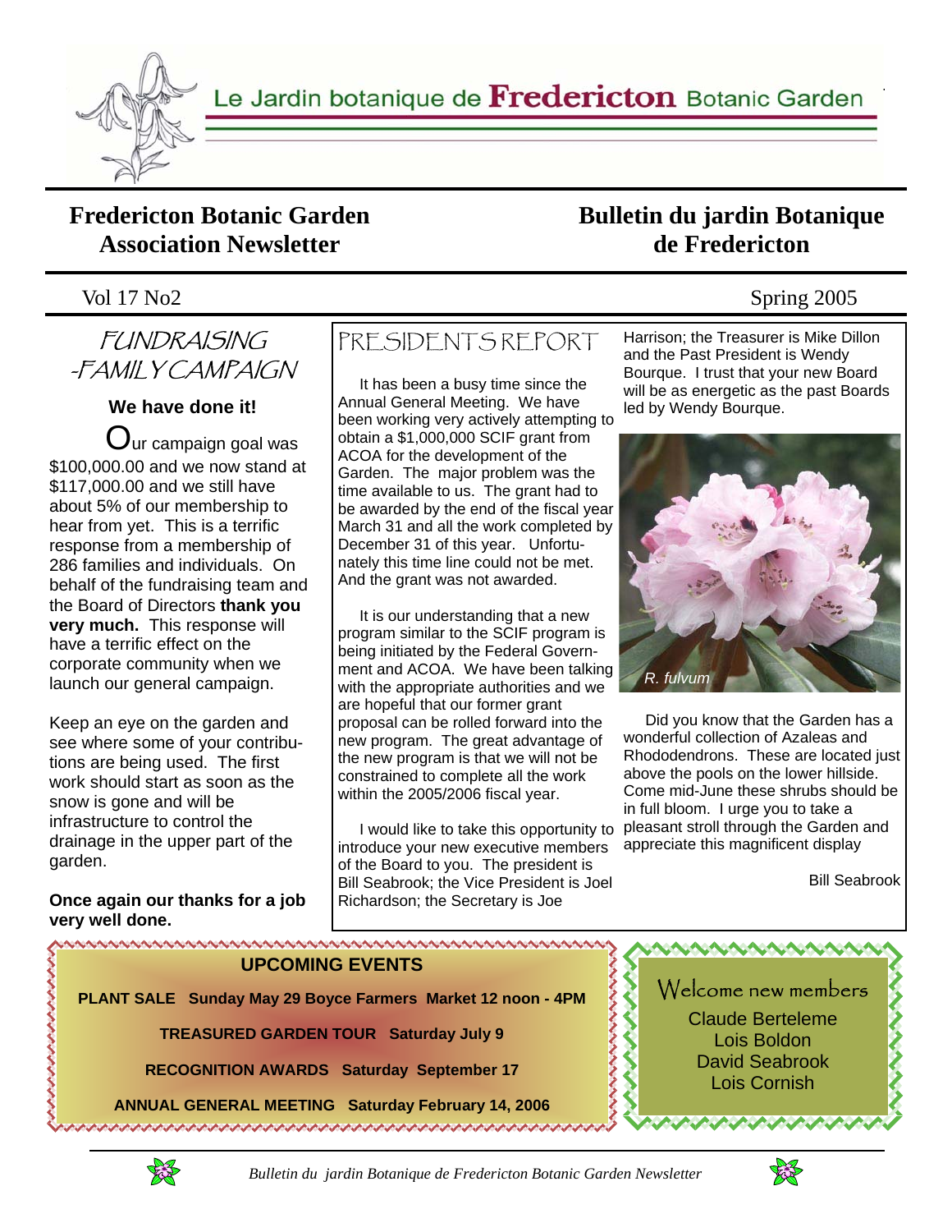Le Jardin botanique de **Fredericton** Botanic Garden

# Fredericton Botanic Garden Association Newsletter

# Bulletin du jardin Botanique de Fredericton

Vol 17 No2 — Spring 2005

## FUNDRAISING -FAMILY CAMPAIGN

**We have done it!**

Our campaign goal was $100,000.00 and we now stand at $117,000.00 and we still have about 5% of our membership to hear from yet. This is a terrific response from a membership of 286 families and individuals. On behalf of the fundraising team and the Board of Directors **thank you very much.** This response will have a terrific effect on the corporate community when we launch our general campaign.

Keep an eye on the garden and see where some of your contributions are being used. The first work should start as soon as the snow is gone and will be infrastructure to control the drainage in the upper part of the garden.

**Once again our thanks for a job very well done.**

## PRESIDENTS REPORT

It has been a busy time since the Annual General Meeting. We have been working very actively attempting to obtain a $1,000,000 SCIF grant from ACOA for the development of the Garden. The major problem was the time available to us. The grant had to be awarded by the end of the fiscal year March 31 and all the work completed by December 31 of this year. Unfortunately this time line could not be met. And the grant was not awarded.

It is our understanding that a new program similar to the SCIF program is being initiated by the Federal Government and ACOA. We have been talking with the appropriate authorities and we are hopeful that our former grant proposal can be rolled forward into the new program. The great advantage of the new program is that we will not be constrained to complete all the work within the 2005/2006 fiscal year.

I would like to take this opportunity to introduce your new executive members of the Board to you. The president is Bill Seabrook; the Vice President is Joel Richardson; the Secretary is Joe Harrison; the Treasurer is Mike Dillon and the Past President is Wendy Bourque. I trust that your new Board will be as energetic as the past Boards led by Wendy Bourque.

*R. fulvum*

Did you know that the Garden has a wonderful collection of Azaleas and Rhododendrons. These are located just above the pools on the lower hillside. Come mid-June these shrubs should be in full bloom. I urge you to take a pleasant stroll through the Garden and appreciate this magnificent display

Bill Seabrook

## UPCOMING EVENTS

**PLANT SALE Sunday May 29 Boyce Farmers Market 12 noon - 4PM**

**TREASURED GARDEN TOUR Saturday July 9**

**RECOGNITION AWARDS Saturday September 17**

**ANNUAL GENERAL MEETING Saturday February 14, 2006**

## Welcome new members

Claude Berteleme
Lois Boldon
David Seabrook
Lois Cornish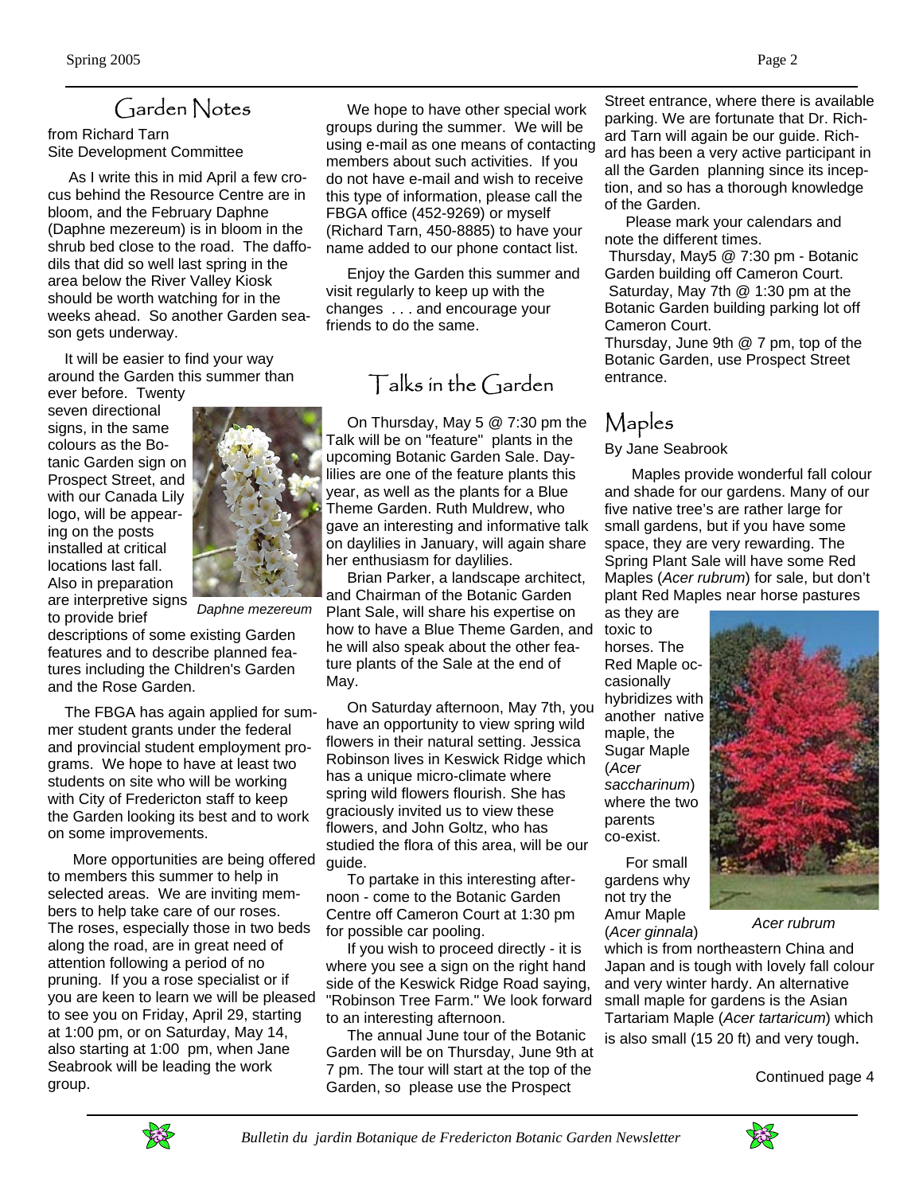## Garden Notes

from Richard Tarn
Site Development Committee

As I write this in mid April a few crocus behind the Resource Centre are in bloom, and the February Daphne (Daphne mezereum) is in bloom in the shrub bed close to the road. The daffodils that did so well last spring in the area below the River Valley Kiosk should be worth watching for in the weeks ahead. So another Garden season gets underway.

It will be easier to find your way around the Garden this summer than ever before. Twenty seven directional signs, in the same colours as the Botanic Garden sign on Prospect Street, and with our Canada Lily logo, will be appearing on the posts installed at critical locations last fall. Also in preparation are interpretive signs to provide brief descriptions of some existing Garden features and to describe planned features including the Children's Garden and the Rose Garden.

*Daphne mezereum*

The FBGA has again applied for summer student grants under the federal and provincial student employment programs. We hope to have at least two students on site who will be working with City of Fredericton staff to keep the Garden looking its best and to work on some improvements.

More opportunities are being offered to members this summer to help in selected areas. We are inviting members to help take care of our roses. The roses, especially those in two beds along the road, are in great need of attention following a period of no pruning. If you a rose specialist or if you are keen to learn we will be pleased to see you on Friday, April 29, starting at 1:00 pm, or on Saturday, May 14, also starting at 1:00 pm, when Jane Seabrook will be leading the work group.

We hope to have other special work groups during the summer. We will be using e-mail as one means of contacting members about such activities. If you do not have e-mail and wish to receive this type of information, please call the FBGA office (452-9269) or myself (Richard Tarn, 450-8885) to have your name added to our phone contact list.

Enjoy the Garden this summer and visit regularly to keep up with the changes . . . and encourage your friends to do the same.

## Talks in the Garden

On Thursday, May 5 @ 7:30 pm the Talk will be on "feature" plants in the upcoming Botanic Garden Sale. Daylilies are one of the feature plants this year, as well as the plants for a Blue Theme Garden. Ruth Muldrew, who gave an interesting and informative talk on daylilies in January, will again share her enthusiasm for daylilies.

Brian Parker, a landscape architect, and Chairman of the Botanic Garden Plant Sale, will share his expertise on how to have a Blue Theme Garden, and he will also speak about the other feature plants of the Sale at the end of May.

On Saturday afternoon, May 7th, you have an opportunity to view spring wild flowers in their natural setting. Jessica Robinson lives in Keswick Ridge which has a unique micro-climate where spring wild flowers flourish. She has graciously invited us to view these flowers, and John Goltz, who has studied the flora of this area, will be our guide.

To partake in this interesting afternoon - come to the Botanic Garden Centre off Cameron Court at 1:30 pm for possible car pooling.

If you wish to proceed directly - it is where you see a sign on the right hand side of the Keswick Ridge Road saying, "Robinson Tree Farm." We look forward to an interesting afternoon.

The annual June tour of the Botanic Garden will be on Thursday, June 9th at 7 pm. The tour will start at the top of the Garden, so please use the Prospect Street entrance, where there is available parking. We are fortunate that Dr. Richard Tarn will again be our guide. Richard has been a very active participant in all the Garden planning since its inception, and so has a thorough knowledge of the Garden.

Please mark your calendars and note the different times.

Thursday, May5 @ 7:30 pm - Botanic Garden building off Cameron Court.
Saturday, May 7th @ 1:30 pm at the Botanic Garden building parking lot off Cameron Court.
Thursday, June 9th @ 7 pm, top of the Botanic Garden, use Prospect Street entrance.

## Maples

By Jane Seabrook

Maples provide wonderful fall colour and shade for our gardens. Many of our five native tree's are rather large for small gardens, but if you have some space, they are very rewarding. The Spring Plant Sale will have some Red Maples (*Acer rubrum*) for sale, but don't plant Red Maples near horse pastures as they are toxic to horses. The Red Maple occasionally hybridizes with another native maple, the Sugar Maple (*Acer saccharinum*) where the two parents co-exist.

For small gardens why not try the Amur Maple (*Acer ginnala*) which is from northeastern China and Japan and is tough with lovely fall colour and very winter hardy. An alternative small maple for gardens is the Asian Tartariam Maple (*Acer tartaricum*) which is also small (15 20 ft) and very tough.

*Acer rubrum*

Continued page 4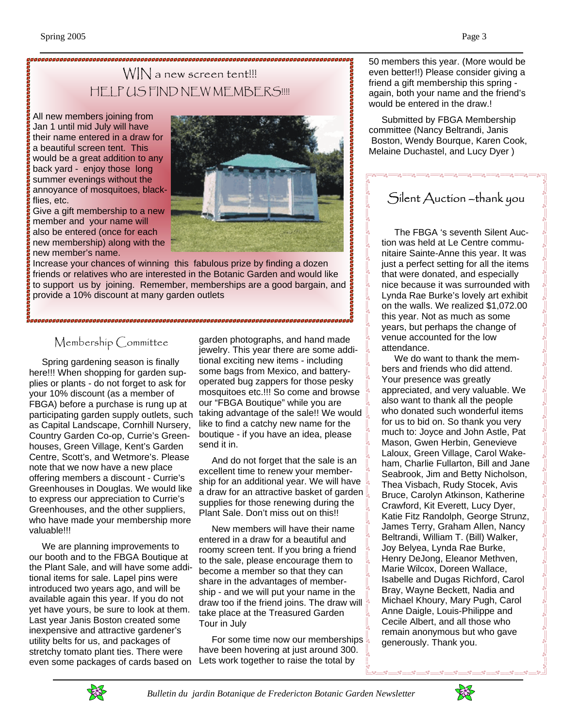## WIN a new screen tent!!!
## HELP US FIND NEW MEMBERS!!!!

All new members joining from Jan 1 until mid July will have their name entered in a draw for a beautiful screen tent. This would be a great addition to any back yard - enjoy those long summer evenings without the annoyance of mosquitoes, black-flies, etc.

Give a gift membership to a new member and your name will also be entered (once for each new membership) along with the new member's name.

Increase your chances of winning this fabulous prize by finding a dozen friends or relatives who are interested in the Botanic Garden and would like to support us by joining. Remember, memberships are a good bargain, and provide a 10% discount at many garden outlets

## Membership Committee

Spring gardening season is finally here!!! When shopping for garden supplies or plants - do not forget to ask for your 10% discount (as a member of FBGA) before a purchase is rung up at participating garden supply outlets, such as Capital Landscape, Cornhill Nursery, Country Garden Co-op, Currie's Greenhouses, Green Village, Kent's Garden Centre, Scott's, and Wetmore's. Please note that we now have a new place offering members a discount - Currie's Greenhouses in Douglas. We would like to express our appreciation to Currie's Greenhouses, and the other suppliers, who have made your membership more valuable!!!

We are planning improvements to our booth and to the FBGA Boutique at the Plant Sale, and will have some additional items for sale. Lapel pins were introduced two years ago, and will be available again this year. If you do not yet have yours, be sure to look at them. Last year Janis Boston created some inexpensive and attractive gardener's utility belts for us, and packages of stretchy tomato plant ties. There were even some packages of cards based on garden photographs, and hand made jewelry. This year there are some additional exciting new items - including some bags from Mexico, and battery-operated bug zappers for those pesky mosquitoes etc.!!! So come and browse our "FBGA Boutique" while you are taking advantage of the sale!! We would like to find a catchy new name for the boutique - if you have an idea, please send it in.

And do not forget that the sale is an excellent time to renew your membership for an additional year. We will have a draw for an attractive basket of garden supplies for those renewing during the Plant Sale. Don't miss out on this!!

New members will have their name entered in a draw for a beautiful and roomy screen tent. If you bring a friend to the sale, please encourage them to become a member so that they can share in the advantages of membership - and we will put your name in the draw too if the friend joins. The draw will take place at the Treasured Garden Tour in July

For some time now our memberships have been hovering at just around 300. Lets work together to raise the total by 50 members this year. (More would be even better!!) Please consider giving a friend a gift membership this spring - again, both your name and the friend's would be entered in the draw.!

Submitted by FBGA Membership committee (Nancy Beltrandi, Janis Boston, Wendy Bourque, Karen Cook, Melaine Duchastel, and Lucy Dyer )

## Silent Auction –thank you

The FBGA 's seventh Silent Auction was held at Le Centre communitaire Sainte-Anne this year. It was just a perfect setting for all the items that were donated, and especially nice because it was surrounded with Lynda Rae Burke's lovely art exhibit on the walls. We realized $1,072.00 this year. Not as much as some years, but perhaps the change of venue accounted for the low attendance.

We do want to thank the members and friends who did attend. Your presence was greatly appreciated, and very valuable. We also want to thank all the people who donated such wonderful items for us to bid on. So thank you very much to: Joyce and John Astle, Pat Mason, Gwen Herbin, Genevieve Laloux, Green Village, Carol Wakeham, Charlie Fullarton, Bill and Jane Seabrook, Jim and Betty Nicholson, Thea Visbach, Rudy Stocek, Avis Bruce, Carolyn Atkinson, Katherine Crawford, Kit Everett, Lucy Dyer, Katie Fitz Randolph, George Strunz, James Terry, Graham Allen, Nancy Beltrandi, William T. (Bill) Walker, Joy Belyea, Lynda Rae Burke, Henry DeJong, Eleanor Methven, Marie Wilcox, Doreen Wallace, Isabelle and Dugas Richford, Carol Bray, Wayne Beckett, Nadia and Michael Khoury, Mary Pugh, Carol Anne Daigle, Louis-Philippe and Cecile Albert, and all those who remain anonymous but who gave generously. Thank you.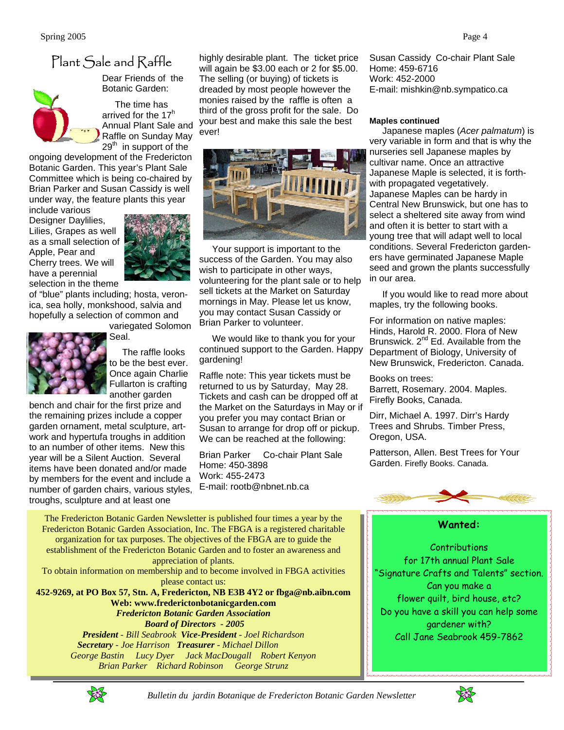# Plant Sale and Raffle

Dear Friends of the Botanic Garden:

The time has arrived for the 17th Annual Plant Sale and Raffle on Sunday May 29th in support of the ongoing development of the Fredericton Botanic Garden. This year's Plant Sale Committee which is being co-chaired by Brian Parker and Susan Cassidy is well under way, the feature plants this year include various Designer Daylilies, Lilies, Grapes as well as a small selection of Apple, Pear and Cherry trees. We will have a perennial selection in the theme of "blue" plants including; hosta, veronica, sea holly, monkshood, salvia and hopefully a selection of common and variegated Solomon Seal.

The raffle looks to be the best ever. Once again Charlie Fullarton is crafting another garden bench and chair for the first prize and the remaining prizes include a copper garden ornament, metal sculpture, artwork and hypertufa troughs in addition to an number of other items. New this year will be a Silent Auction. Several items have been donated and/or made by members for the event and include a number of garden chairs, various styles, troughs, sculpture and at least one highly desirable plant. The ticket price will again be $3.00 each or 2 for $5.00. The selling (or buying) of tickets is dreaded by most people however the monies raised by the raffle is often a third of the gross profit for the sale. Do your best and make this sale the best ever!

Your support is important to the success of the Garden. You may also wish to participate in other ways, volunteering for the plant sale or to help sell tickets at the Market on Saturday mornings in May. Please let us know, you may contact Susan Cassidy or Brian Parker to volunteer.

We would like to thank you for your continued support to the Garden. Happy gardening!

Raffle note: This year tickets must be returned to us by Saturday, May 28. Tickets and cash can be dropped off at the Market on the Saturdays in May or if you prefer you may contact Brian or Susan to arrange for drop off or pickup. We can be reached at the following:

Brian Parker  Co-chair Plant Sale
Home: 450-3898
Work: 455-2473
E-mail: rootb@nbnet.nb.ca

Susan Cassidy Co-chair Plant Sale
Home: 459-6716
Work: 452-2000
E-mail: mishkin@nb.sympatico.ca

**Maples continued**

Japanese maples (*Acer palmatum*) is very variable in form and that is why the nurseries sell Japanese maples by cultivar name. Once an attractive Japanese Maple is selected, it is forthwith propagated vegetatively. Japanese Maples can be hardy in Central New Brunswick, but one has to select a sheltered site away from wind and often it is better to start with a young tree that will adapt well to local conditions. Several Fredericton gardeners have germinated Japanese Maple seed and grown the plants successfully in our area.

If you would like to read more about maples, try the following books.

For information on native maples:
Hinds, Harold R. 2000. Flora of New Brunswick. 2nd Ed. Available from the Department of Biology, University of New Brunswick, Fredericton. Canada.

Books on trees:
Barrett, Rosemary. 2004. Maples. Firefly Books, Canada.

Dirr, Michael A. 1997. Dirr's Hardy Trees and Shrubs. Timber Press, Oregon, USA.

Patterson, Allen. Best Trees for Your Garden. Firefly Books. Canada.

The Fredericton Botanic Garden Newsletter is published four times a year by the Fredericton Botanic Garden Association, Inc. The FBGA is a registered charitable organization for tax purposes. The objectives of the FBGA are to guide the establishment of the Fredericton Botanic Garden and to foster an awareness and appreciation of plants.
To obtain information on membership and to become involved in FBGA activities please contact us:

**452-9269, at PO Box 57, Stn. A, Fredericton, NB E3B 4Y2 or fbga@nb.aibn.com**
**Web: www.frederictonbotanicgarden.com**

***Fredericton Botanic Garden Association***
***Board of Directors - 2005***

***President*** *- Bill Seabrook* ***Vice-President*** *- Joel Richardson*
***Secretary*** *- Joe Harrison* ***Treasurer*** *- Michael Dillon*
*George Bastin  Lucy Dyer  Jack MacDougall  Robert Kenyon*
*Brian Parker  Richard Robinson  George Strunz*

**Wanted:**

Contributions
for 17th annual Plant Sale
"Signature Crafts and Talents" section.
Can you make a
flower quilt, bird house, etc?
Do you have a skill you can help some
gardener with?
Call Jane Seabrook 459-7862